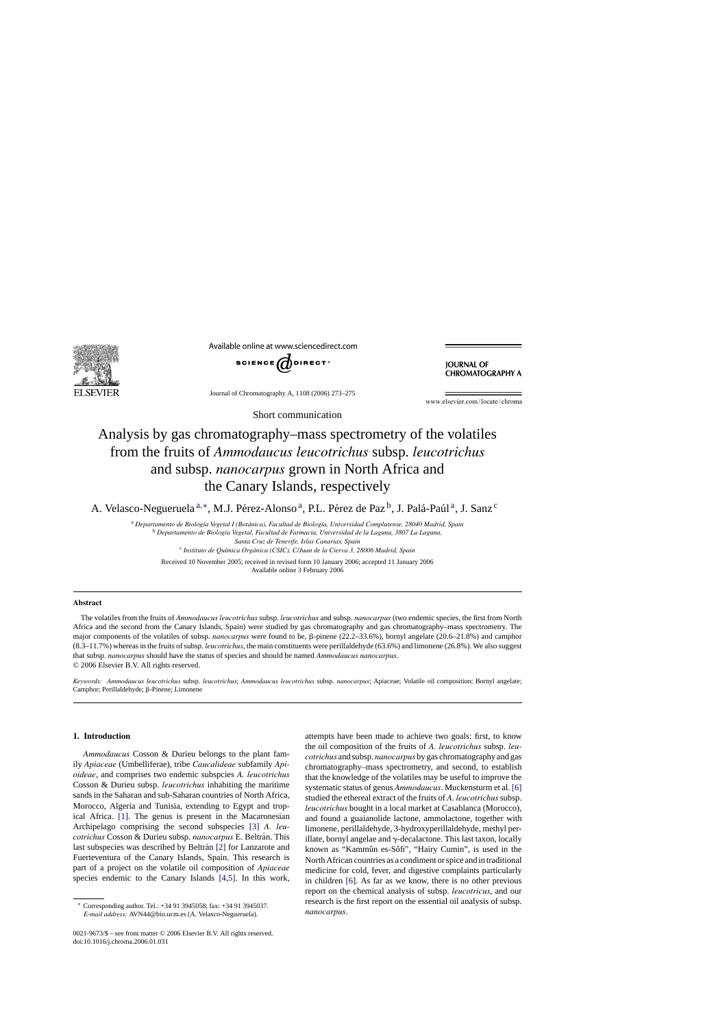Short communication

# Analysis by gas chromatography–mass spectrometry of the volatiles from the fruits of *Ammodaucus leucotrichus* subsp. *leucotrichus* and subsp. *nanocarpus* grown in North Africa and the Canary Islands, respectively

A. Velasco-Negueruela [a,*], M.J. Pérez-Alonso [a], P.L. Pérez de Paz [b], J. Palá-Paúl [a], J. Sanz [c]

[a] *Departamento de Biología Vegetal I (Botánica), Facultad de Biología, Universidad Complutense, 28040 Madrid, Spain*
[b] *Departamento de Biología Vegetal, Facultad de Farmacia, Universidad de la Laguna, 3807 La Laguna, Santa Cruz de Tenerife, Islas Canarias, Spain*
[c] *Instituto de Química Orgánica (CSIC), C/Juan de la Cierva 3, 28006 Madrid, Spain*

Received 10 November 2005; received in revised form 10 January 2006; accepted 11 January 2006
Available online 3 February 2006

## Abstract

The volatiles from the fruits of *Ammodaucus leucotrichus* subsp. *leucotrichus* and subsp. *nanocarpus* (two endemic species, the first from North Africa and the second from the Canary Islands, Spain) were studied by gas chromatography and gas chromatography–mass spectrometry. The major components of the volatiles of subsp. *nanocarpus* were found to be, β-pinene (22.2–33.6%), bornyl angelate (20.6–21.8%) and camphor (8.3–11.7%) whereas in the fruits of subsp. *leucotrichus*, the main constituents were perillaldehyde (63.6%) and limonene (26.8%). We also suggest that subsp. *nanocarpus* should have the status of species and should be named *Ammodaucus nanocarpus*.
© 2006 Elsevier B.V. All rights reserved.

*Keywords:* *Ammodaucus leucotrichus* subsp. *leucotrichus*; *Ammodaucus leucotrichus* subsp. *nanocarpus*; Apiaceae; Volatile oil composition; Bornyl angelate; Camphor; Perillaldehyde; β-Pinene; Limonene

## 1. Introduction

*Ammodaucus* Cosson & Durieu belongs to the plant family *Apiaceae* (Umbelliferae), tribe *Caucalideae* subfamily *Apioideae*, and comprises two endemic subspecies *A. leucotrichus* Cosson & Durieu subsp. *leucotrichus* inhabiting the maritime sands in the Saharan and sub-Saharan countries of North Africa, Morocco, Algeria and Tunisia, extending to Egypt and tropical Africa. [1]. The genus is present in the Macaronesian Archipelago comprising the second subspecies [3] *A. leucotrichus* Cosson & Durieu subsp. *nanocarpus* E. Beltrán. This last subspecies was described by Beltrán [2] for Lanzarote and Fuerteventura of the Canary Islands, Spain. This research is part of a project on the volatile oil composition of *Apiaceae* species endemic to the Canary Islands [4,5]. In this work, attempts have been made to achieve two goals: first, to know the oil composition of the fruits of *A. leucotrichus* subsp. *leucotrichus* and subsp. *nanocarpus* by gas chromatography and gas chromatography–mass spectrometry, and second, to establish that the knowledge of the volatiles may be useful to improve the systematic status of genus *Ammodaucus*. Muckensturm et al. [6] studied the ethereal extract of the fruits of *A. leucotrichus* subsp. *leucotrichus* bought in a local market at Casablanca (Morocco), and found a guaianolide lactone, ammolactone, together with limonene, perillaldehyde, 3-hydroxyperillaldehyde, methyl perillate, bornyl angelae and γ-decalactone. This last taxon, locally known as "Kammûn es-Sôfi", "Hairy Cumin", is used in the North African countries as a condiment or spice and in traditional medicine for cold, fever, and digestive complaints particularly in children [6]. As far as we know, there is no other previous report on the chemical analysis of subsp. *leucotricus*, and our research is the first report on the essential oil analysis of subsp. *nanocarpus*.

* Corresponding author. Tel.: +34 91 3945058; fax: +34 91 3945037.
*E-mail address:* AVN44@bio.ucm.es (A. Velasco-Negueruela).

0021-9673/$ – see front matter © 2006 Elsevier B.V. All rights reserved.
doi:10.1016/j.chroma.2006.01.031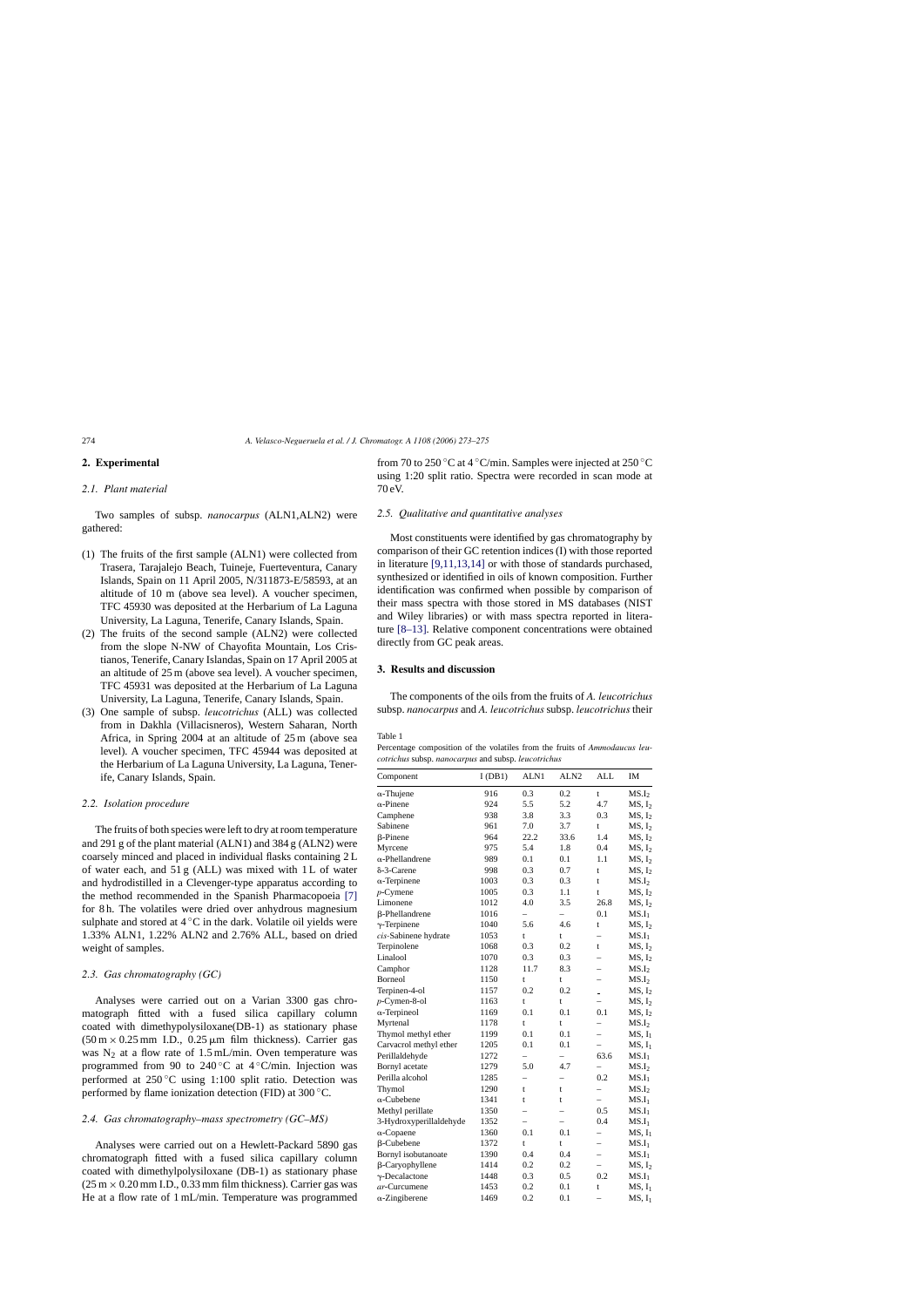## 2. Experimental

### 2.1. Plant material

Two samples of subsp. *nanocarpus* (ALN1,ALN2) were gathered:

(1) The fruits of the first sample (ALN1) were collected from Trasera, Tarajalejo Beach, Tuineje, Fuerteventura, Canary Islands, Spain on 11 April 2005, N/311873-E/58593, at an altitude of 10 m (above sea level). A voucher specimen, TFC 45930 was deposited at the Herbarium of La Laguna University, La Laguna, Tenerife, Canary Islands, Spain.

(2) The fruits of the second sample (ALN2) were collected from the slope N-NW of Chayofita Mountain, Los Cristianos, Tenerife, Canary Islandas, Spain on 17 April 2005 at an altitude of 25 m (above sea level). A voucher specimen, TFC 45931 was deposited at the Herbarium of La Laguna University, La Laguna, Tenerife, Canary Islands, Spain.

(3) One sample of subsp. *leucotrichus* (ALL) was collected from in Dakhla (Villacisneros), Western Saharan, North Africa, in Spring 2004 at an altitude of 25 m (above sea level). A voucher specimen, TFC 45944 was deposited at the Herbarium of La Laguna University, La Laguna, Tenerife, Canary Islands, Spain.

### 2.2. Isolation procedure

The fruits of both species were left to dry at room temperature and 291 g of the plant material (ALN1) and 384 g (ALN2) were coarsely minced and placed in individual flasks containing 2 L of water each, and 51 g (ALL) was mixed with 1 L of water and hydrodistilled in a Clevenger-type apparatus according to the method recommended in the Spanish Pharmacopoeia [7] for 8 h. The volatiles were dried over anhydrous magnesium sulphate and stored at 4 °C in the dark. Volatile oil yields were 1.33% ALN1, 1.22% ALN2 and 2.76% ALL, based on dried weight of samples.

### 2.3. Gas chromatography (GC)

Analyses were carried out on a Varian 3300 gas chromatograph fitted with a fused silica capillary column coated with dimethypolysiloxane(DB-1) as stationary phase (50 m × 0.25 mm I.D., 0.25 μm film thickness). Carrier gas was $N_2$ at a flow rate of 1.5 mL/min. Oven temperature was programmed from 90 to 240 °C at 4 °C/min. Injection was performed at 250 °C using 1:100 split ratio. Detection was performed by flame ionization detection (FID) at 300 °C.

### 2.4. Gas chromatography–mass spectrometry (GC–MS)

Analyses were carried out on a Hewlett-Packard 5890 gas chromatograph fitted with a fused silica capillary column coated with dimethylpolysiloxane (DB-1) as stationary phase (25 m × 0.20 mm I.D., 0.33 mm film thickness). Carrier gas was He at a flow rate of 1 mL/min. Temperature was programmed from 70 to 250 °C at 4 °C/min. Samples were injected at 250 °C using 1:20 split ratio. Spectra were recorded in scan mode at 70 eV.

### 2.5. Qualitative and quantitative analyses

Most constituents were identified by gas chromatography by comparison of their GC retention indices (I) with those reported in literature [9,11,13,14] or with those of standards purchased, synthesized or identified in oils of known composition. Further identification was confirmed when possible by comparison of their mass spectra with those stored in MS databases (NIST and Wiley libraries) or with mass spectra reported in literature [8–13]. Relative component concentrations were obtained directly from GC peak areas.

## 3. Results and discussion

The components of the oils from the fruits of *A. leucotrichus* subsp. *nanocarpus* and *A. leucotrichus* subsp. *leucotrichus* their

Table 1
Percentage composition of the volatiles from the fruits of *Ammodaucus leucotrichus* subsp. *nanocarpus* and subsp. *leucotrichus*

| Component | I (DB1) | ALN1 | ALN2 | ALL | IM |
|---|---|---|---|---|---|
| α-Thujene | 916 | 0.3 | 0.2 | t | MS.$I_2$ |
| α-Pinene | 924 | 5.5 | 5.2 | 4.7 | MS, $I_2$ |
| Camphene | 938 | 3.8 | 3.3 | 0.3 | MS, $I_2$ |
| Sabinene | 961 | 7.0 | 3.7 | t | MS, $I_2$ |
| β-Pinene | 964 | 22.2 | 33.6 | 1.4 | MS, $I_2$ |
| Myrcene | 975 | 5.4 | 1.8 | 0.4 | MS, $I_2$ |
| α-Phellandrene | 989 | 0.1 | 0.1 | 1.1 | MS, $I_2$ |
| δ-3-Carene | 998 | 0.3 | 0.7 | t | MS, $I_2$ |
| α-Terpinene | 1003 | 0.3 | 0.3 | t | MS.$I_2$ |
| *p*-Cymene | 1005 | 0.3 | 1.1 | t | MS, $I_2$ |
| Limonene | 1012 | 4.0 | 3.5 | 26.8 | MS, $I_2$ |
| β-Phellandrene | 1016 | – | – | 0.1 | MS.$I_1$ |
| γ-Terpinene | 1040 | 5.6 | 4.6 | t | MS, $I_2$ |
| *cis*-Sabinene hydrate | 1053 | t | t | – | MS.$I_1$ |
| Terpinolene | 1068 | 0.3 | 0.2 | t | MS, $I_2$ |
| Linalool | 1070 | 0.3 | 0.3 | – | MS, $I_2$ |
| Camphor | 1128 | 11.7 | 8.3 | – | MS.$I_2$ |
| Borneol | 1150 | t | t | – | MS.$I_2$ |
| Terpinen-4-ol | 1157 | 0.2 | 0.2 | – | MS, $I_2$ |
| *p*-Cymen-8-ol | 1163 | t | t | – | MS, $I_2$ |
| α-Terpineol | 1169 | 0.1 | 0.1 | 0.1 | MS, $I_2$ |
| Myrtenal | 1178 | t | t | – | MS.$I_2$ |
| Thymol methyl ether | 1199 | 0.1 | 0.1 | – | MS, $I_1$ |
| Carvacrol methyl ether | 1205 | 0.1 | 0.1 | – | MS, $I_1$ |
| Perillaldehyde | 1272 | – | – | 63.6 | MS.$I_1$ |
| Bornyl acetate | 1279 | 5.0 | 4.7 | – | MS.$I_2$ |
| Perilla alcohol | 1285 | – | – | 0.2 | MS.$I_1$ |
| Thymol | 1290 | t | t | – | MS.$I_2$ |
| α-Cubebene | 1341 | t | t | – | MS.$I_1$ |
| Methyl perillate | 1350 | – | – | 0.5 | MS.$I_1$ |
| 3-Hydroxyperillaldehyde | 1352 | – | – | 0.4 | MS.$I_1$ |
| α-Copaene | 1360 | 0.1 | 0.1 | – | MS, $I_1$ |
| β-Cubebene | 1372 | t | t | – | MS.$I_1$ |
| Bornyl isobutanoate | 1390 | 0.4 | 0.4 | – | MS.$I_1$ |
| β-Caryophyllene | 1414 | 0.2 | 0.2 | – | MS, $I_2$ |
| γ-Decalactone | 1448 | 0.3 | 0.5 | 0.2 | MS.$I_1$ |
| *ar*-Curcumene | 1453 | 0.2 | 0.1 | t | MS, $I_1$ |
| α-Zingiberene | 1469 | 0.2 | 0.1 | – | MS, $I_1$ |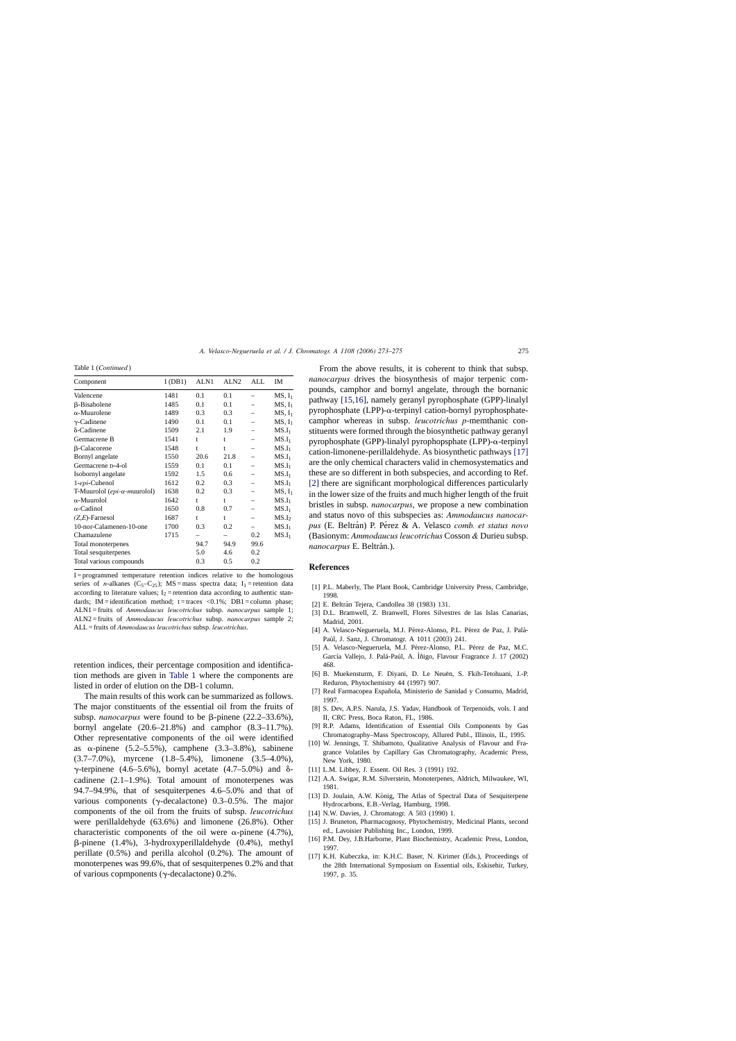Table 1 (*Continued*)

| Component | I (DB1) | ALN1 | ALN2 | ALL | IM |
|---|---|---|---|---|---|
| Valencene | 1481 | 0.1 | 0.1 | – | MS, $I_1$ |
| β-Bisabolene | 1485 | 0.1 | 0.1 | – | MS, $I_1$ |
| α-Muurolene | 1489 | 0.3 | 0.3 | – | MS, $I_1$ |
| γ-Cadinene | 1490 | 0.1 | 0.1 | – | MS, $I_1$ |
| δ-Cadinene | 1509 | 2.1 | 1.9 | – | MS.$I_1$ |
| Germacrene B | 1541 | t | t | – | MS.$I_1$ |
| β-Calacorene | 1548 | t | t | – | MS.$I_1$ |
| Bornyl angelate | 1550 | 20.6 | 21.8 | – | MS.$I_1$ |
| Germacrene D-4-ol | 1559 | 0.1 | 0.1 | – | MS.$I_1$ |
| Isobornyl angelate | 1592 | 1.5 | 0.6 | – | MS.$I_1$ |
| 1-*epi*-Cubenol | 1612 | 0.2 | 0.3 | – | MS.$I_1$ |
| T-Muurolol (*epi*-α-muurolol) | 1638 | 0.2 | 0.3 | – | MS, $I_1$ |
| α-Muurolol | 1642 | t | t | – | MS.$I_1$ |
| α-Cadinol | 1650 | 0.8 | 0.7 | – | MS.$I_1$ |
| (*Z*,*E*)-Farnesol | 1687 | t | t | – | MS.$I_2$ |
| 10-nor-Calamenen-10-one | 1700 | 0.3 | 0.2 | – | MS.$I_1$ |
| Chamazulene | 1715 | – | – | 0.2 | MS.$I_1$ |
| Total monoterpenes | | 94.7 | 94.9 | 99.6 | |
| Total sesquiterpenes | | 5.0 | 4.6 | 0.2 | |
| Total various compounds | | 0.3 | 0.5 | 0.2 | |

I = programmed temperature retention indices relative to the homologous series of *n*-alkanes ($C_5$–$C_{25}$); MS = mass spectra data; $I_1$ = retention data according to literature values; $I_2$ = retention data according to authentic standards; IM = identification method; t = traces <0.1%; DB1 = column phase; ALN1 = fruits of *Ammodaucus leucotrichus* subsp. *nanocarpus* sample 1; ALN2 = fruits of *Ammodaucus leucotrichus* subsp. *nanocarpus* sample 2; ALL = fruits of *Ammodaucus leucotrichus* subsp. *leucotrichus*.

retention indices, their percentage composition and identification methods are given in Table 1 where the components are listed in order of elution on the DB-1 column.

The main results of this work can be summarized as follows. The major constituents of the essential oil from the fruits of subsp. *nanocarpus* were found to be β-pinene (22.2–33.6%), bornyl angelate (20.6–21.8%) and camphor (8.3–11.7%). Other representative components of the oil were identified as α-pinene (5.2–5.5%), camphene (3.3–3.8%), sabinene (3.7–7.0%), myrcene (1.8–5.4%), limonene (3.5–4.0%), γ-terpinene (4.6–5.6%), bornyl acetate (4.7–5.0%) and δ-cadinene (2.1–1.9%). Total amount of monoterpenes was 94.7–94.9%, that of sesquiterpenes 4.6–5.0% and that of various components (γ-decalactone) 0.3–0.5%. The major components of the oil from the fruits of subsp. *leucotrichus* were perillaldehyde (63.6%) and limonene (26.8%). Other characteristic components of the oil were α-pinene (4.7%), β-pinene (1.4%), 3-hydroxyperillaldehyde (0.4%), methyl perillate (0.5%) and perilla alcohol (0.2%). The amount of monoterpenes was 99.6%, that of sesquiterpenes 0.2% and that of various copmponents (γ-decalactone) 0.2%.

From the above results, it is coherent to think that subsp. *nanocarpus* drives the biosynthesis of major terpenic compounds, camphor and bornyl angelate, through the bornanic pathway [15,16], namely geranyl pyrophosphate (GPP)-linalyl pyrophosphate (LPP)-α-terpinyl cation-bornyl pyrophosphate-camphor whereas in subsp. *leucotrichus p*-memthanic constituents were formed through the biosynthetic pathway geranyl pyrophosphate (GPP)-linalyl pyrophopsphate (LPP)-α-terpinyl cation-limonene-perillaldehyde. As biosynthetic pathways [17] are the only chemical characters valid in chemosystematics and these are so different in both subspecies, and according to Ref. [2] there are significant morphological differences particularly in the lower size of the fruits and much higher length of the fruit bristles in subsp. *nanocarpus*, we propose a new combination and status novo of this subspecies as: *Ammodaucus nanocarpus* (E. Beltrán) P. Pérez & A. Velasco *comb. et status novo* (Basionym: *Ammodaucus leucotrichus* Cosson *&* Durieu subsp. *nanocarpus* E. Beltrán.).

## References

[1] P.L. Maberly, The Plant Book, Cambridge University Press, Cambridge, 1998.

[2] E. Beltrán Tejera, Candollea 38 (1983) 131.

[3] D.L. Bramwell, Z. Branwell, Flores Silvestres de las Islas Canarias, Madrid, 2001.

[4] A. Velasco-Negueruela, M.J. Pérez-Alonso, P.L. Pérez de Paz, J. Palá-Paúl, J. Sanz, J. Chromatogr. A 1011 (2003) 241.

[5] A. Velasco-Negueruela, M.J. Pérez-Alonso, P.L. Pérez de Paz, M.C. García Vallejo, J. Palá-Paúl, A. Íñigo, Flavour Fragrance J. 17 (2002) 468.

[6] B. Muekensturm, F. Diyani, D. Le Neuën, S. Fkih-Tetohuani, J.-P. Reduron, Phytochemistry 44 (1997) 907.

[7] Real Farmacopea Española, Ministerio de Sanidad y Consumo, Madrid, 1997.

[8] S. Dev, A.P.S. Narula, J.S. Yadav, Handbook of Terpenoids, vols. I and II, CRC Press, Boca Raton, FL, 1986.

[9] R.P. Adams, Identification of Essential Oils Components by Gas Chromatography–Mass Spectroscopy, Allured Publ., Illinois, IL, 1995.

[10] W. Jennings, T. Shibamoto, Qualitative Analysis of Flavour and Fragrance Volatiles by Capillary Gas Chromatography, Academic Press, New York, 1980.

[11] L.M. Libbey, J. Essent. Oil Res. 3 (1991) 192.

[12] A.A. Swigar, R.M. Silverstein, Monoterpenes, Aldrich, Milwaukee, WI, 1981.

[13] D. Joulain, A.W. König, The Atlas of Spectral Data of Sesquiterpene Hydrocarbons, E.B.-Verlag, Hamburg, 1998.

[14] N.W. Davies, J. Chromatogr. A 503 (1990) 1.

[15] J. Bruneton, Pharmacognosy, Phytochemistry, Medicinal Plants, second ed., Lavoisier Publishing Inc., London, 1999.

[16] P.M. Dey, J.B.Harborne, Plant Biochemistry, Academic Press, London, 1997.

[17] K.H. Kubeczka, in: K.H.C. Baser, N. Kirimer (Eds.), Proceedings of the 28th International Symposium on Essential oils, Eskisehir, Turkey, 1997, p. 35.